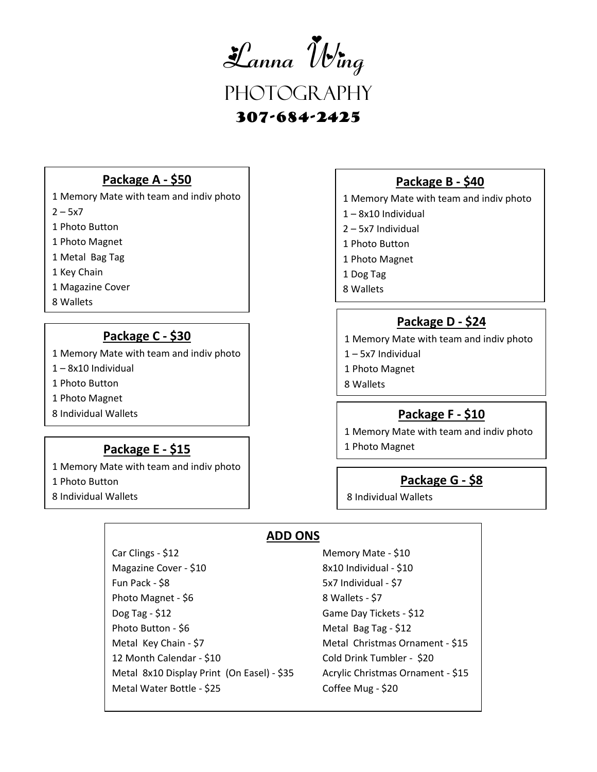# Lanna Wing

## PHOTOGRAPHY

**307-684-2425**

### Package A - $50

1 Memory Mate with team and indiv photo
2 – 5x7
1 Photo Button
1 Photo Magnet
1 Metal Bag Tag
1 Key Chain
1 Magazine Cover
8 Wallets

### Package C - $30

1 Memory Mate with team and indiv photo
1 – 8x10 Individual
1 Photo Button
1 Photo Magnet
8 Individual Wallets

### Package E - $15

1 Memory Mate with team and indiv photo
1 Photo Button
8 Individual Wallets

### Package B - $40

1 Memory Mate with team and indiv photo
1 – 8x10 Individual
2 – 5x7 Individual
1 Photo Button
1 Photo Magnet
1 Dog Tag
8 Wallets

### Package D - $24

1 Memory Mate with team and indiv photo
1 – 5x7 Individual
1 Photo Magnet
8 Wallets

### Package F - $10

1 Memory Mate with team and indiv photo
1 Photo Magnet

### Package G - $8

8 Individual Wallets

### ADD ONS

Car Clings - $12
Magazine Cover - $10
Fun Pack - $8
Photo Magnet - $6
Dog Tag - $12
Photo Button - $6
Metal Key Chain - $7
12 Month Calendar - $10
Metal 8x10 Display Print (On Easel) - $35
Metal Water Bottle - $25

Memory Mate - $10
8x10 Individual - $10
5x7 Individual - $7
8 Wallets - $7
Game Day Tickets - $12
Metal Bag Tag - $12
Metal Christmas Ornament - $15
Cold Drink Tumbler - $20
Acrylic Christmas Ornament - $15
Coffee Mug - $20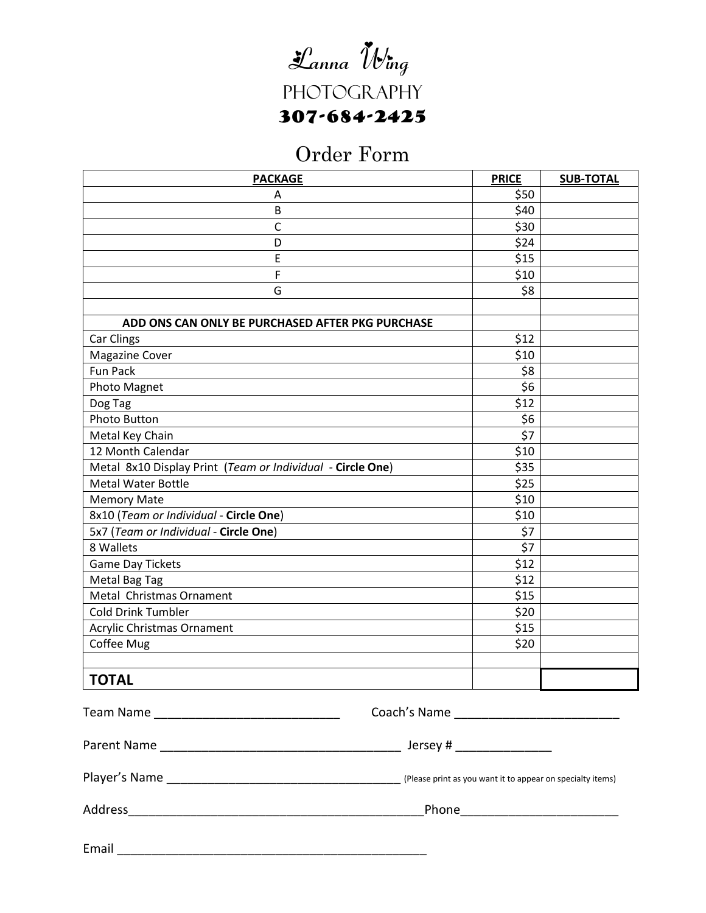# Lanna Wing

PHOTOGRAPHY

**307-684-2425**

## Order Form

| **PACKAGE** | **PRICE** | **SUB-TOTAL** |
|---|---|---|
| A | $50 | |
| B | $40 | |
| C | $30 | |
| D | $24 | |
| E | $15 | |
| F | $10 | |
| G | $8 | |
| | | |
| **ADD ONS CAN ONLY BE PURCHASED AFTER PKG PURCHASE** | | |
| Car Clings | $12 | |
| Magazine Cover | $10 | |
| Fun Pack | $8 | |
| Photo Magnet | $6 | |
| Dog Tag | $12 | |
| Photo Button | $6 | |
| Metal Key Chain | $7 | |
| 12 Month Calendar | $10 | |
| Metal 8x10 Display Print (*Team or Individual* - **Circle One**) | $35 | |
| Metal Water Bottle | $25 | |
| Memory Mate | $10 | |
| 8x10 (*Team or Individual* - **Circle One**) | $10 | |
| 5x7 (*Team or Individual* - **Circle One**) | $7 | |
| 8 Wallets | $7 | |
| Game Day Tickets | $12 | |
| Metal Bag Tag | $12 | |
| Metal Christmas Ornament | $15 | |
| Cold Drink Tumbler | $20 | |
| Acrylic Christmas Ornament | $15 | |
| Coffee Mug | $20 | |
| | | |
| **TOTAL** | | |

Team Name ___________________________ Coach's Name ________________________

Parent Name ___________________________________ Jersey # ______________

Player's Name __________________________________ (Please print as you want it to appear on specialty items)

Address___________________________________________Phone______________________

Email _____________________________________________